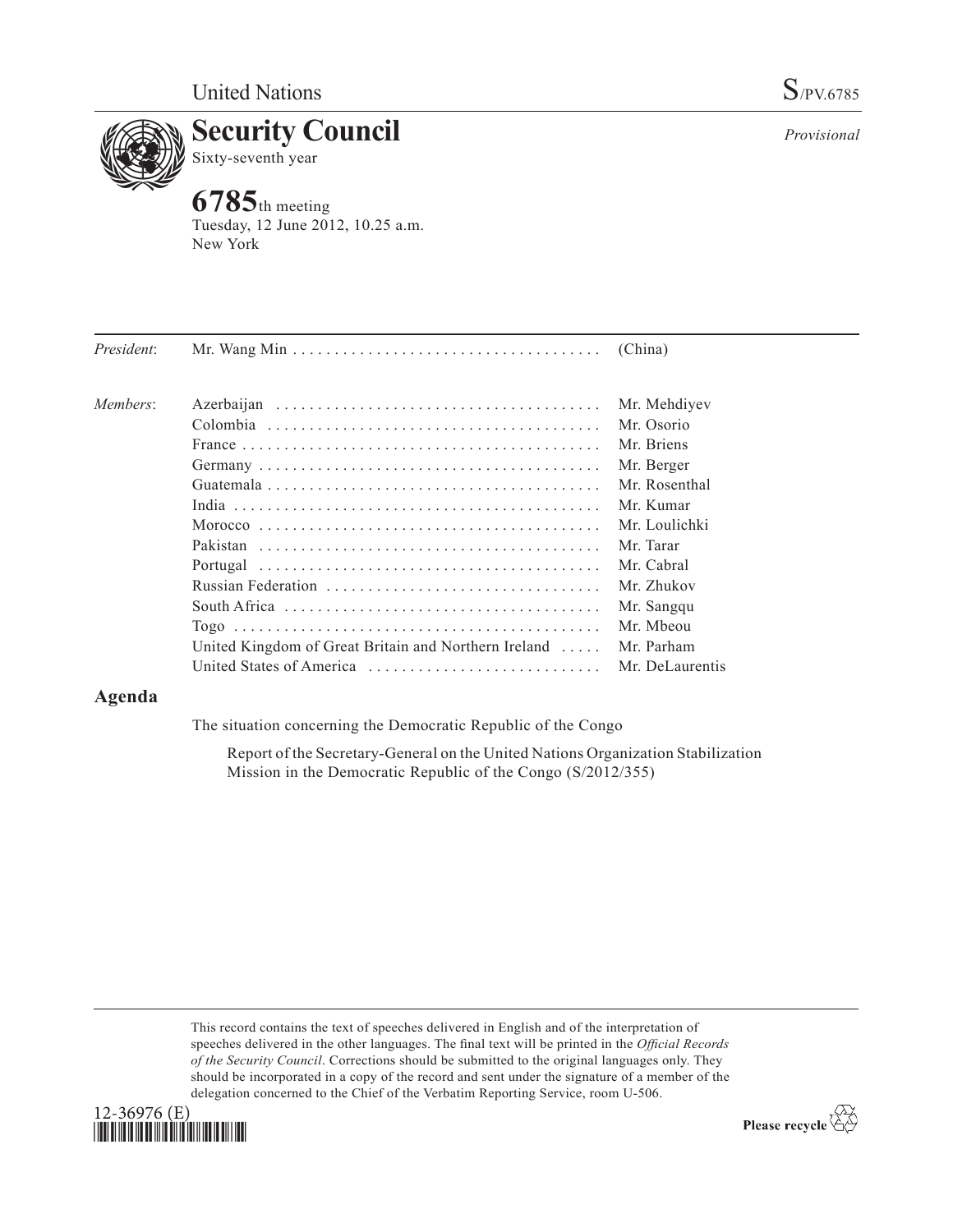United Nations S/PV.6785

# Security Council

Sixty-seventh year

*Provisional*

## 6785th meeting

Tuesday, 12 June 2012, 10.25 a.m.
New York

| | | |
|---|---|---|
| *President*: | Mr. Wang Min | (China) |
| *Members*: | Azerbaijan | Mr. Mehdiyev |
| | Colombia | Mr. Osorio |
| | France | Mr. Briens |
| | Germany | Mr. Berger |
| | Guatemala | Mr. Rosenthal |
| | India | Mr. Kumar |
| | Morocco | Mr. Loulichki |
| | Pakistan | Mr. Tarar |
| | Portugal | Mr. Cabral |
| | Russian Federation | Mr. Zhukov |
| | South Africa | Mr. Sangqu |
| | Togo | Mr. Mbeou |
| | United Kingdom of Great Britain and Northern Ireland | Mr. Parham |
| | United States of America | Mr. DeLaurentis |

## Agenda

The situation concerning the Democratic Republic of the Congo

Report of the Secretary-General on the United Nations Organization Stabilization Mission in the Democratic Republic of the Congo (S/2012/355)

This record contains the text of speeches delivered in English and of the interpretation of speeches delivered in the other languages. The final text will be printed in the *Official Records of the Security Council*. Corrections should be submitted to the original languages only. They should be incorporated in a copy of the record and sent under the signature of a member of the delegation concerned to the Chief of the Verbatim Reporting Service, room U-506.

12-36976 (E)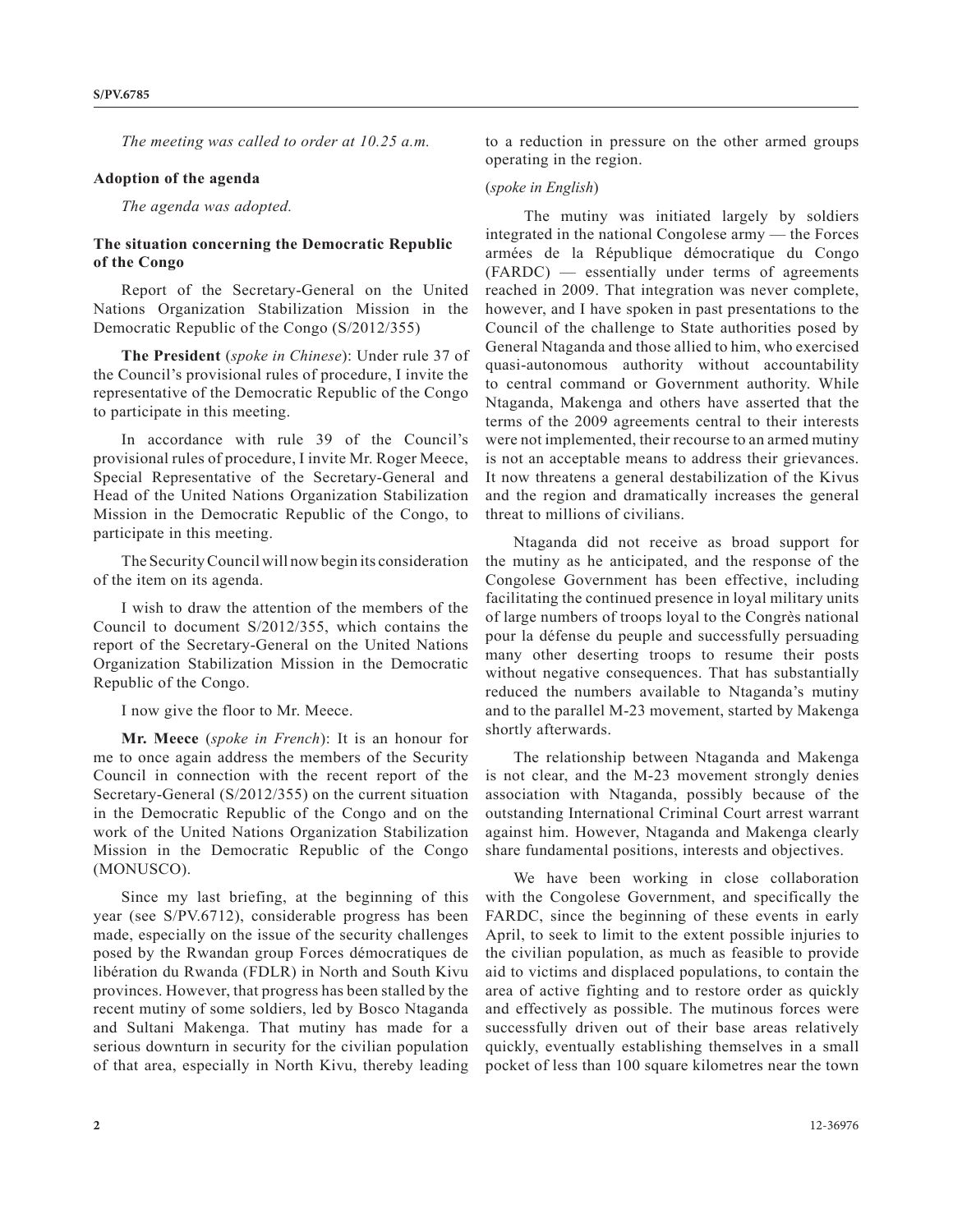*The meeting was called to order at 10.25 a.m.*

**Adoption of the agenda**

*The agenda was adopted.*

**The situation concerning the Democratic Republic of the Congo**

Report of the Secretary-General on the United Nations Organization Stabilization Mission in the Democratic Republic of the Congo (S/2012/355)

**The President** (*spoke in Chinese*): Under rule 37 of the Council's provisional rules of procedure, I invite the representative of the Democratic Republic of the Congo to participate in this meeting.

In accordance with rule 39 of the Council's provisional rules of procedure, I invite Mr. Roger Meece, Special Representative of the Secretary-General and Head of the United Nations Organization Stabilization Mission in the Democratic Republic of the Congo, to participate in this meeting.

The Security Council will now begin its consideration of the item on its agenda.

I wish to draw the attention of the members of the Council to document S/2012/355, which contains the report of the Secretary-General on the United Nations Organization Stabilization Mission in the Democratic Republic of the Congo.

I now give the floor to Mr. Meece.

**Mr. Meece** (*spoke in French*): It is an honour for me to once again address the members of the Security Council in connection with the recent report of the Secretary-General (S/2012/355) on the current situation in the Democratic Republic of the Congo and on the work of the United Nations Organization Stabilization Mission in the Democratic Republic of the Congo (MONUSCO).

Since my last briefing, at the beginning of this year (see S/PV.6712), considerable progress has been made, especially on the issue of the security challenges posed by the Rwandan group Forces démocratiques de libération du Rwanda (FDLR) in North and South Kivu provinces. However, that progress has been stalled by the recent mutiny of some soldiers, led by Bosco Ntaganda and Sultani Makenga. That mutiny has made for a serious downturn in security for the civilian population of that area, especially in North Kivu, thereby leading to a reduction in pressure on the other armed groups operating in the region.

(*spoke in English*)

The mutiny was initiated largely by soldiers integrated in the national Congolese army — the Forces armées de la République démocratique du Congo (FARDC) — essentially under terms of agreements reached in 2009. That integration was never complete, however, and I have spoken in past presentations to the Council of the challenge to State authorities posed by General Ntaganda and those allied to him, who exercised quasi-autonomous authority without accountability to central command or Government authority. While Ntaganda, Makenga and others have asserted that the terms of the 2009 agreements central to their interests were not implemented, their recourse to an armed mutiny is not an acceptable means to address their grievances. It now threatens a general destabilization of the Kivus and the region and dramatically increases the general threat to millions of civilians.

Ntaganda did not receive as broad support for the mutiny as he anticipated, and the response of the Congolese Government has been effective, including facilitating the continued presence in loyal military units of large numbers of troops loyal to the Congrès national pour la défense du peuple and successfully persuading many other deserting troops to resume their posts without negative consequences. That has substantially reduced the numbers available to Ntaganda's mutiny and to the parallel M-23 movement, started by Makenga shortly afterwards.

The relationship between Ntaganda and Makenga is not clear, and the M-23 movement strongly denies association with Ntaganda, possibly because of the outstanding International Criminal Court arrest warrant against him. However, Ntaganda and Makenga clearly share fundamental positions, interests and objectives.

We have been working in close collaboration with the Congolese Government, and specifically the FARDC, since the beginning of these events in early April, to seek to limit to the extent possible injuries to the civilian population, as much as feasible to provide aid to victims and displaced populations, to contain the area of active fighting and to restore order as quickly and effectively as possible. The mutinous forces were successfully driven out of their base areas relatively quickly, eventually establishing themselves in a small pocket of less than 100 square kilometres near the town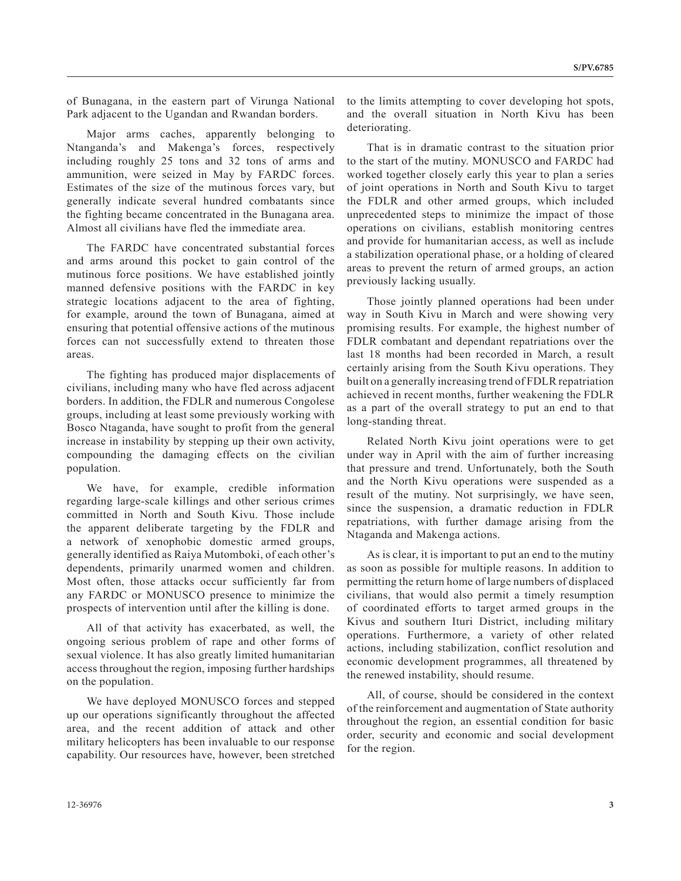of Bunagana, in the eastern part of Virunga National Park adjacent to the Ugandan and Rwandan borders.

Major arms caches, apparently belonging to Ntanganda's and Makenga's forces, respectively including roughly 25 tons and 32 tons of arms and ammunition, were seized in May by FARDC forces. Estimates of the size of the mutinous forces vary, but generally indicate several hundred combatants since the fighting became concentrated in the Bunagana area. Almost all civilians have fled the immediate area.

The FARDC have concentrated substantial forces and arms around this pocket to gain control of the mutinous force positions. We have established jointly manned defensive positions with the FARDC in key strategic locations adjacent to the area of fighting, for example, around the town of Bunagana, aimed at ensuring that potential offensive actions of the mutinous forces can not successfully extend to threaten those areas.

The fighting has produced major displacements of civilians, including many who have fled across adjacent borders. In addition, the FDLR and numerous Congolese groups, including at least some previously working with Bosco Ntaganda, have sought to profit from the general increase in instability by stepping up their own activity, compounding the damaging effects on the civilian population.

We have, for example, credible information regarding large-scale killings and other serious crimes committed in North and South Kivu. Those include the apparent deliberate targeting by the FDLR and a network of xenophobic domestic armed groups, generally identified as Raiya Mutomboki, of each other's dependents, primarily unarmed women and children. Most often, those attacks occur sufficiently far from any FARDC or MONUSCO presence to minimize the prospects of intervention until after the killing is done.

All of that activity has exacerbated, as well, the ongoing serious problem of rape and other forms of sexual violence. It has also greatly limited humanitarian access throughout the region, imposing further hardships on the population.

We have deployed MONUSCO forces and stepped up our operations significantly throughout the affected area, and the recent addition of attack and other military helicopters has been invaluable to our response capability. Our resources have, however, been stretched to the limits attempting to cover developing hot spots, and the overall situation in North Kivu has been deteriorating.

That is in dramatic contrast to the situation prior to the start of the mutiny. MONUSCO and FARDC had worked together closely early this year to plan a series of joint operations in North and South Kivu to target the FDLR and other armed groups, which included unprecedented steps to minimize the impact of those operations on civilians, establish monitoring centres and provide for humanitarian access, as well as include a stabilization operational phase, or a holding of cleared areas to prevent the return of armed groups, an action previously lacking usually.

Those jointly planned operations had been under way in South Kivu in March and were showing very promising results. For example, the highest number of FDLR combatant and dependant repatriations over the last 18 months had been recorded in March, a result certainly arising from the South Kivu operations. They built on a generally increasing trend of FDLR repatriation achieved in recent months, further weakening the FDLR as a part of the overall strategy to put an end to that long-standing threat.

Related North Kivu joint operations were to get under way in April with the aim of further increasing that pressure and trend. Unfortunately, both the South and the North Kivu operations were suspended as a result of the mutiny. Not surprisingly, we have seen, since the suspension, a dramatic reduction in FDLR repatriations, with further damage arising from the Ntaganda and Makenga actions.

As is clear, it is important to put an end to the mutiny as soon as possible for multiple reasons. In addition to permitting the return home of large numbers of displaced civilians, that would also permit a timely resumption of coordinated efforts to target armed groups in the Kivus and southern Ituri District, including military operations. Furthermore, a variety of other related actions, including stabilization, conflict resolution and economic development programmes, all threatened by the renewed instability, should resume.

All, of course, should be considered in the context of the reinforcement and augmentation of State authority throughout the region, an essential condition for basic order, security and economic and social development for the region.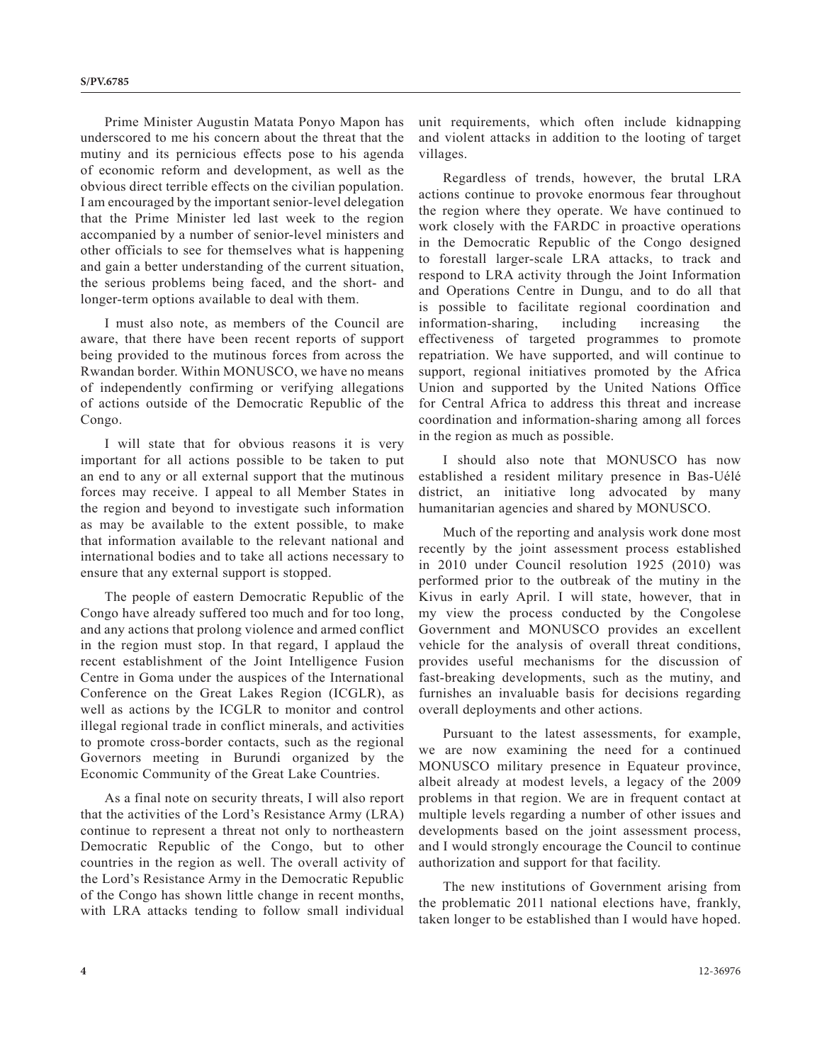Prime Minister Augustin Matata Ponyo Mapon has underscored to me his concern about the threat that the mutiny and its pernicious effects pose to his agenda of economic reform and development, as well as the obvious direct terrible effects on the civilian population. I am encouraged by the important senior-level delegation that the Prime Minister led last week to the region accompanied by a number of senior-level ministers and other officials to see for themselves what is happening and gain a better understanding of the current situation, the serious problems being faced, and the short- and longer-term options available to deal with them.

I must also note, as members of the Council are aware, that there have been recent reports of support being provided to the mutinous forces from across the Rwandan border. Within MONUSCO, we have no means of independently confirming or verifying allegations of actions outside of the Democratic Republic of the Congo.

I will state that for obvious reasons it is very important for all actions possible to be taken to put an end to any or all external support that the mutinous forces may receive. I appeal to all Member States in the region and beyond to investigate such information as may be available to the extent possible, to make that information available to the relevant national and international bodies and to take all actions necessary to ensure that any external support is stopped.

The people of eastern Democratic Republic of the Congo have already suffered too much and for too long, and any actions that prolong violence and armed conflict in the region must stop. In that regard, I applaud the recent establishment of the Joint Intelligence Fusion Centre in Goma under the auspices of the International Conference on the Great Lakes Region (ICGLR), as well as actions by the ICGLR to monitor and control illegal regional trade in conflict minerals, and activities to promote cross-border contacts, such as the regional Governors meeting in Burundi organized by the Economic Community of the Great Lake Countries.

As a final note on security threats, I will also report that the activities of the Lord's Resistance Army (LRA) continue to represent a threat not only to northeastern Democratic Republic of the Congo, but to other countries in the region as well. The overall activity of the Lord's Resistance Army in the Democratic Republic of the Congo has shown little change in recent months, with LRA attacks tending to follow small individual unit requirements, which often include kidnapping and violent attacks in addition to the looting of target villages.

Regardless of trends, however, the brutal LRA actions continue to provoke enormous fear throughout the region where they operate. We have continued to work closely with the FARDC in proactive operations in the Democratic Republic of the Congo designed to forestall larger-scale LRA attacks, to track and respond to LRA activity through the Joint Information and Operations Centre in Dungu, and to do all that is possible to facilitate regional coordination and information-sharing, including increasing the effectiveness of targeted programmes to promote repatriation. We have supported, and will continue to support, regional initiatives promoted by the Africa Union and supported by the United Nations Office for Central Africa to address this threat and increase coordination and information-sharing among all forces in the region as much as possible.

I should also note that MONUSCO has now established a resident military presence in Bas-Uélé district, an initiative long advocated by many humanitarian agencies and shared by MONUSCO.

Much of the reporting and analysis work done most recently by the joint assessment process established in 2010 under Council resolution 1925 (2010) was performed prior to the outbreak of the mutiny in the Kivus in early April. I will state, however, that in my view the process conducted by the Congolese Government and MONUSCO provides an excellent vehicle for the analysis of overall threat conditions, provides useful mechanisms for the discussion of fast-breaking developments, such as the mutiny, and furnishes an invaluable basis for decisions regarding overall deployments and other actions.

Pursuant to the latest assessments, for example, we are now examining the need for a continued MONUSCO military presence in Equateur province, albeit already at modest levels, a legacy of the 2009 problems in that region. We are in frequent contact at multiple levels regarding a number of other issues and developments based on the joint assessment process, and I would strongly encourage the Council to continue authorization and support for that facility.

The new institutions of Government arising from the problematic 2011 national elections have, frankly, taken longer to be established than I would have hoped.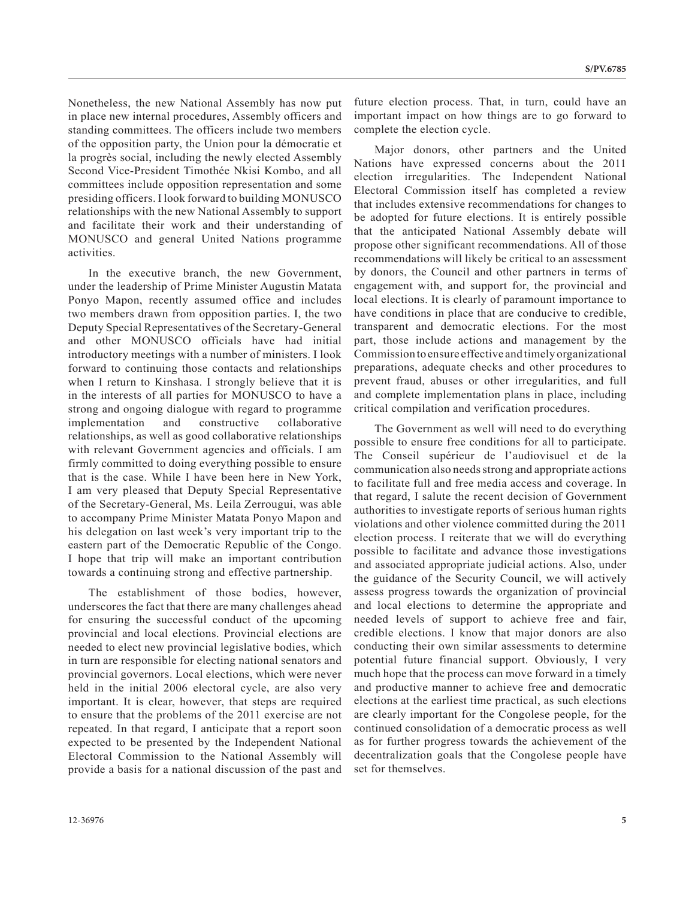Nonetheless, the new National Assembly has now put in place new internal procedures, Assembly officers and standing committees. The officers include two members of the opposition party, the Union pour la démocratie et la progrès social, including the newly elected Assembly Second Vice-President Timothée Nkisi Kombo, and all committees include opposition representation and some presiding officers. I look forward to building MONUSCO relationships with the new National Assembly to support and facilitate their work and their understanding of MONUSCO and general United Nations programme activities.

In the executive branch, the new Government, under the leadership of Prime Minister Augustin Matata Ponyo Mapon, recently assumed office and includes two members drawn from opposition parties. I, the two Deputy Special Representatives of the Secretary-General and other MONUSCO officials have had initial introductory meetings with a number of ministers. I look forward to continuing those contacts and relationships when I return to Kinshasa. I strongly believe that it is in the interests of all parties for MONUSCO to have a strong and ongoing dialogue with regard to programme implementation and constructive collaborative relationships, as well as good collaborative relationships with relevant Government agencies and officials. I am firmly committed to doing everything possible to ensure that is the case. While I have been here in New York, I am very pleased that Deputy Special Representative of the Secretary-General, Ms. Leila Zerrougui, was able to accompany Prime Minister Matata Ponyo Mapon and his delegation on last week's very important trip to the eastern part of the Democratic Republic of the Congo. I hope that trip will make an important contribution towards a continuing strong and effective partnership.

The establishment of those bodies, however, underscores the fact that there are many challenges ahead for ensuring the successful conduct of the upcoming provincial and local elections. Provincial elections are needed to elect new provincial legislative bodies, which in turn are responsible for electing national senators and provincial governors. Local elections, which were never held in the initial 2006 electoral cycle, are also very important. It is clear, however, that steps are required to ensure that the problems of the 2011 exercise are not repeated. In that regard, I anticipate that a report soon expected to be presented by the Independent National Electoral Commission to the National Assembly will provide a basis for a national discussion of the past and future election process. That, in turn, could have an important impact on how things are to go forward to complete the election cycle.

Major donors, other partners and the United Nations have expressed concerns about the 2011 election irregularities. The Independent National Electoral Commission itself has completed a review that includes extensive recommendations for changes to be adopted for future elections. It is entirely possible that the anticipated National Assembly debate will propose other significant recommendations. All of those recommendations will likely be critical to an assessment by donors, the Council and other partners in terms of engagement with, and support for, the provincial and local elections. It is clearly of paramount importance to have conditions in place that are conducive to credible, transparent and democratic elections. For the most part, those include actions and management by the Commission to ensure effective and timely organizational preparations, adequate checks and other procedures to prevent fraud, abuses or other irregularities, and full and complete implementation plans in place, including critical compilation and verification procedures.

The Government as well will need to do everything possible to ensure free conditions for all to participate. The Conseil supérieur de l'audiovisuel et de la communication also needs strong and appropriate actions to facilitate full and free media access and coverage. In that regard, I salute the recent decision of Government authorities to investigate reports of serious human rights violations and other violence committed during the 2011 election process. I reiterate that we will do everything possible to facilitate and advance those investigations and associated appropriate judicial actions. Also, under the guidance of the Security Council, we will actively assess progress towards the organization of provincial and local elections to determine the appropriate and needed levels of support to achieve free and fair, credible elections. I know that major donors are also conducting their own similar assessments to determine potential future financial support. Obviously, I very much hope that the process can move forward in a timely and productive manner to achieve free and democratic elections at the earliest time practical, as such elections are clearly important for the Congolese people, for the continued consolidation of a democratic process as well as for further progress towards the achievement of the decentralization goals that the Congolese people have set for themselves.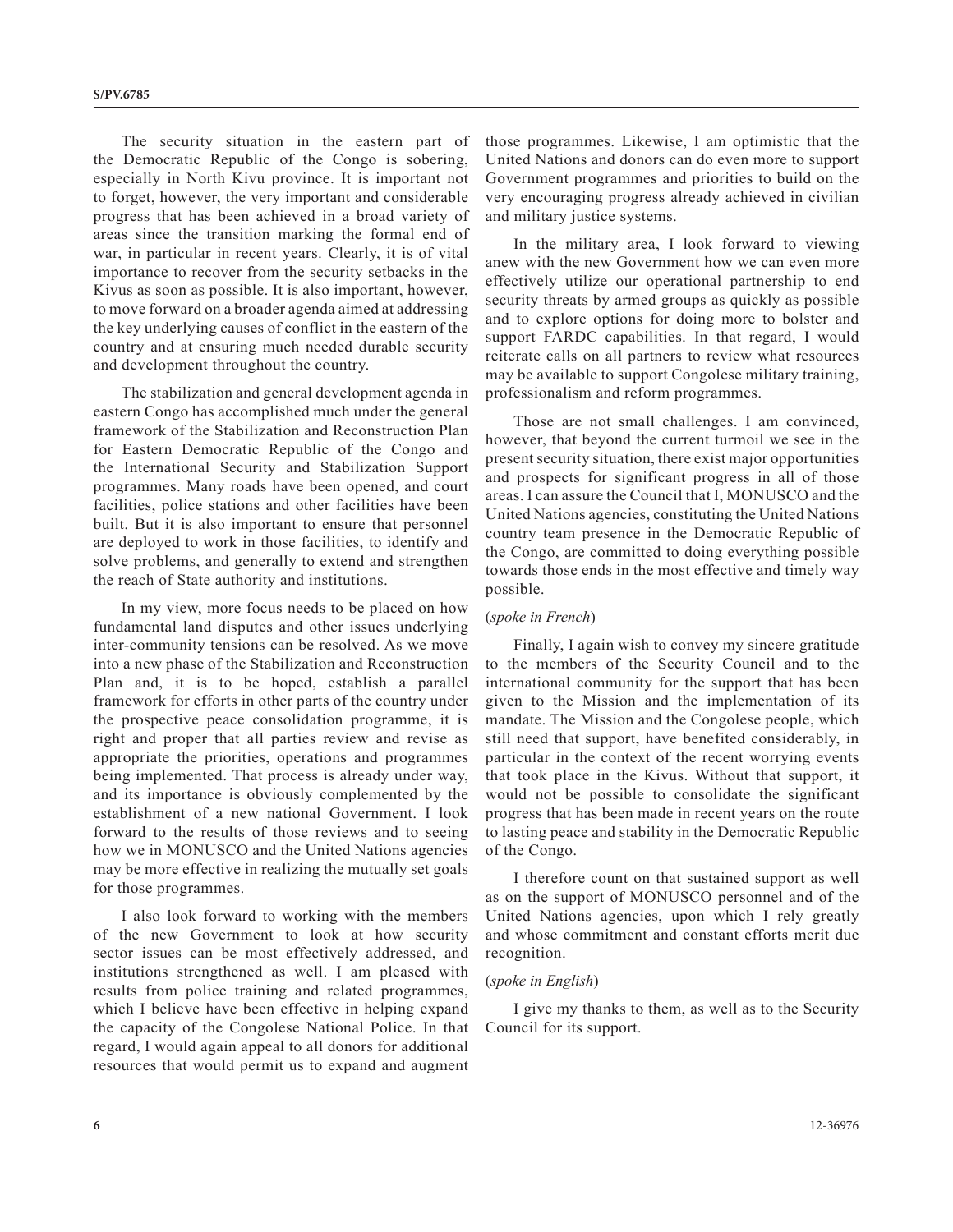The security situation in the eastern part of the Democratic Republic of the Congo is sobering, especially in North Kivu province. It is important not to forget, however, the very important and considerable progress that has been achieved in a broad variety of areas since the transition marking the formal end of war, in particular in recent years. Clearly, it is of vital importance to recover from the security setbacks in the Kivus as soon as possible. It is also important, however, to move forward on a broader agenda aimed at addressing the key underlying causes of conflict in the eastern of the country and at ensuring much needed durable security and development throughout the country.

The stabilization and general development agenda in eastern Congo has accomplished much under the general framework of the Stabilization and Reconstruction Plan for Eastern Democratic Republic of the Congo and the International Security and Stabilization Support programmes. Many roads have been opened, and court facilities, police stations and other facilities have been built. But it is also important to ensure that personnel are deployed to work in those facilities, to identify and solve problems, and generally to extend and strengthen the reach of State authority and institutions.

In my view, more focus needs to be placed on how fundamental land disputes and other issues underlying inter-community tensions can be resolved. As we move into a new phase of the Stabilization and Reconstruction Plan and, it is to be hoped, establish a parallel framework for efforts in other parts of the country under the prospective peace consolidation programme, it is right and proper that all parties review and revise as appropriate the priorities, operations and programmes being implemented. That process is already under way, and its importance is obviously complemented by the establishment of a new national Government. I look forward to the results of those reviews and to seeing how we in MONUSCO and the United Nations agencies may be more effective in realizing the mutually set goals for those programmes.

I also look forward to working with the members of the new Government to look at how security sector issues can be most effectively addressed, and institutions strengthened as well. I am pleased with results from police training and related programmes, which I believe have been effective in helping expand the capacity of the Congolese National Police. In that regard, I would again appeal to all donors for additional resources that would permit us to expand and augment those programmes. Likewise, I am optimistic that the United Nations and donors can do even more to support Government programmes and priorities to build on the very encouraging progress already achieved in civilian and military justice systems.

In the military area, I look forward to viewing anew with the new Government how we can even more effectively utilize our operational partnership to end security threats by armed groups as quickly as possible and to explore options for doing more to bolster and support FARDC capabilities. In that regard, I would reiterate calls on all partners to review what resources may be available to support Congolese military training, professionalism and reform programmes.

Those are not small challenges. I am convinced, however, that beyond the current turmoil we see in the present security situation, there exist major opportunities and prospects for significant progress in all of those areas. I can assure the Council that I, MONUSCO and the United Nations agencies, constituting the United Nations country team presence in the Democratic Republic of the Congo, are committed to doing everything possible towards those ends in the most effective and timely way possible.

(*spoke in French*)

Finally, I again wish to convey my sincere gratitude to the members of the Security Council and to the international community for the support that has been given to the Mission and the implementation of its mandate. The Mission and the Congolese people, which still need that support, have benefited considerably, in particular in the context of the recent worrying events that took place in the Kivus. Without that support, it would not be possible to consolidate the significant progress that has been made in recent years on the route to lasting peace and stability in the Democratic Republic of the Congo.

I therefore count on that sustained support as well as on the support of MONUSCO personnel and of the United Nations agencies, upon which I rely greatly and whose commitment and constant efforts merit due recognition.

(*spoke in English*)

I give my thanks to them, as well as to the Security Council for its support.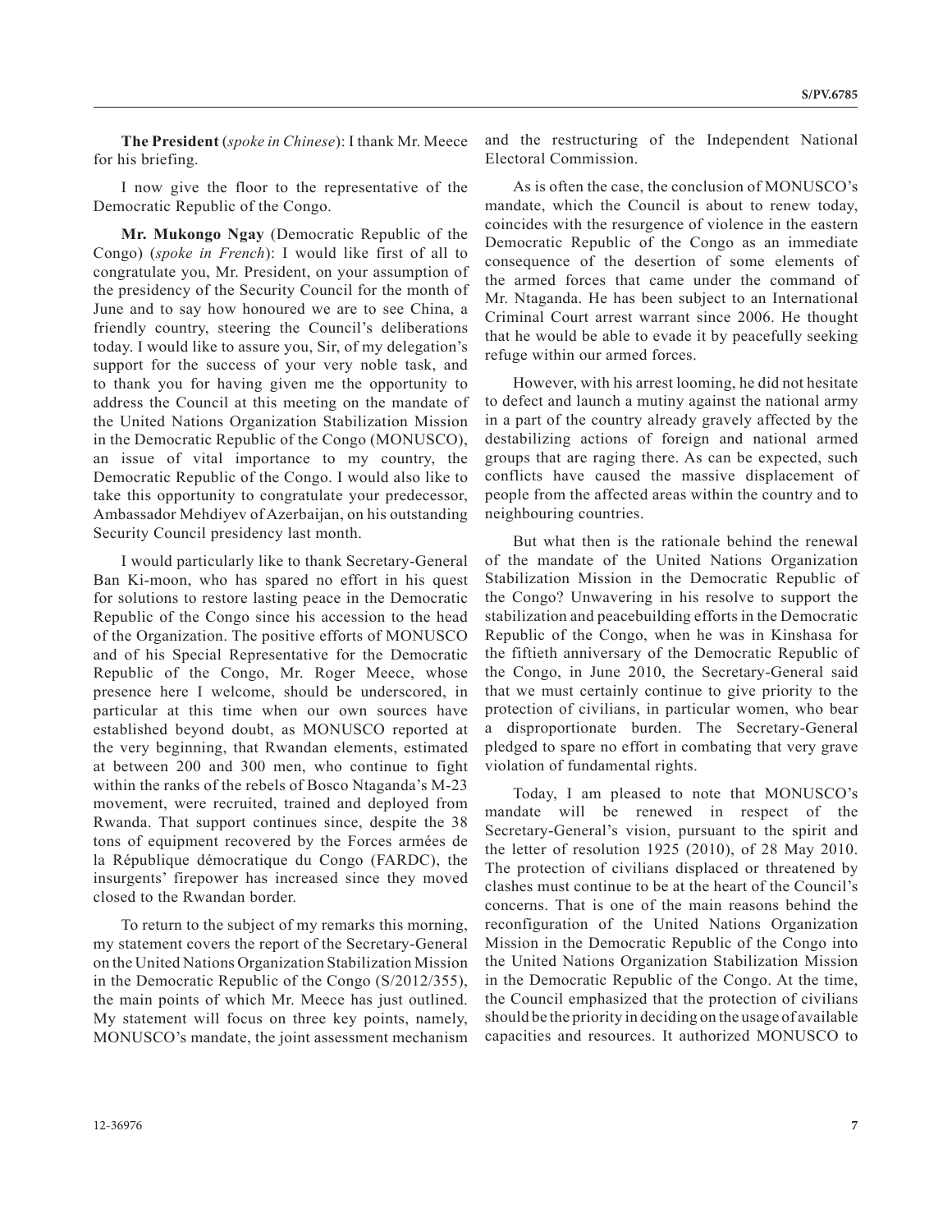**The President** (*spoke in Chinese*): I thank Mr. Meece for his briefing.

I now give the floor to the representative of the Democratic Republic of the Congo.

**Mr. Mukongo Ngay** (Democratic Republic of the Congo) (*spoke in French*): I would like first of all to congratulate you, Mr. President, on your assumption of the presidency of the Security Council for the month of June and to say how honoured we are to see China, a friendly country, steering the Council's deliberations today. I would like to assure you, Sir, of my delegation's support for the success of your very noble task, and to thank you for having given me the opportunity to address the Council at this meeting on the mandate of the United Nations Organization Stabilization Mission in the Democratic Republic of the Congo (MONUSCO), an issue of vital importance to my country, the Democratic Republic of the Congo. I would also like to take this opportunity to congratulate your predecessor, Ambassador Mehdiyev of Azerbaijan, on his outstanding Security Council presidency last month.

I would particularly like to thank Secretary-General Ban Ki-moon, who has spared no effort in his quest for solutions to restore lasting peace in the Democratic Republic of the Congo since his accession to the head of the Organization. The positive efforts of MONUSCO and of his Special Representative for the Democratic Republic of the Congo, Mr. Roger Meece, whose presence here I welcome, should be underscored, in particular at this time when our own sources have established beyond doubt, as MONUSCO reported at the very beginning, that Rwandan elements, estimated at between 200 and 300 men, who continue to fight within the ranks of the rebels of Bosco Ntaganda's M-23 movement, were recruited, trained and deployed from Rwanda. That support continues since, despite the 38 tons of equipment recovered by the Forces armées de la République démocratique du Congo (FARDC), the insurgents' firepower has increased since they moved closed to the Rwandan border.

To return to the subject of my remarks this morning, my statement covers the report of the Secretary-General on the United Nations Organization Stabilization Mission in the Democratic Republic of the Congo (S/2012/355), the main points of which Mr. Meece has just outlined. My statement will focus on three key points, namely, MONUSCO's mandate, the joint assessment mechanism and the restructuring of the Independent National Electoral Commission.

As is often the case, the conclusion of MONUSCO's mandate, which the Council is about to renew today, coincides with the resurgence of violence in the eastern Democratic Republic of the Congo as an immediate consequence of the desertion of some elements of the armed forces that came under the command of Mr. Ntaganda. He has been subject to an International Criminal Court arrest warrant since 2006. He thought that he would be able to evade it by peacefully seeking refuge within our armed forces.

However, with his arrest looming, he did not hesitate to defect and launch a mutiny against the national army in a part of the country already gravely affected by the destabilizing actions of foreign and national armed groups that are raging there. As can be expected, such conflicts have caused the massive displacement of people from the affected areas within the country and to neighbouring countries.

But what then is the rationale behind the renewal of the mandate of the United Nations Organization Stabilization Mission in the Democratic Republic of the Congo? Unwavering in his resolve to support the stabilization and peacebuilding efforts in the Democratic Republic of the Congo, when he was in Kinshasa for the fiftieth anniversary of the Democratic Republic of the Congo, in June 2010, the Secretary-General said that we must certainly continue to give priority to the protection of civilians, in particular women, who bear a disproportionate burden. The Secretary-General pledged to spare no effort in combating that very grave violation of fundamental rights.

Today, I am pleased to note that MONUSCO's mandate will be renewed in respect of the Secretary-General's vision, pursuant to the spirit and the letter of resolution 1925 (2010), of 28 May 2010. The protection of civilians displaced or threatened by clashes must continue to be at the heart of the Council's concerns. That is one of the main reasons behind the reconfiguration of the United Nations Organization Mission in the Democratic Republic of the Congo into the United Nations Organization Stabilization Mission in the Democratic Republic of the Congo. At the time, the Council emphasized that the protection of civilians should be the priority in deciding on the usage of available capacities and resources. It authorized MONUSCO to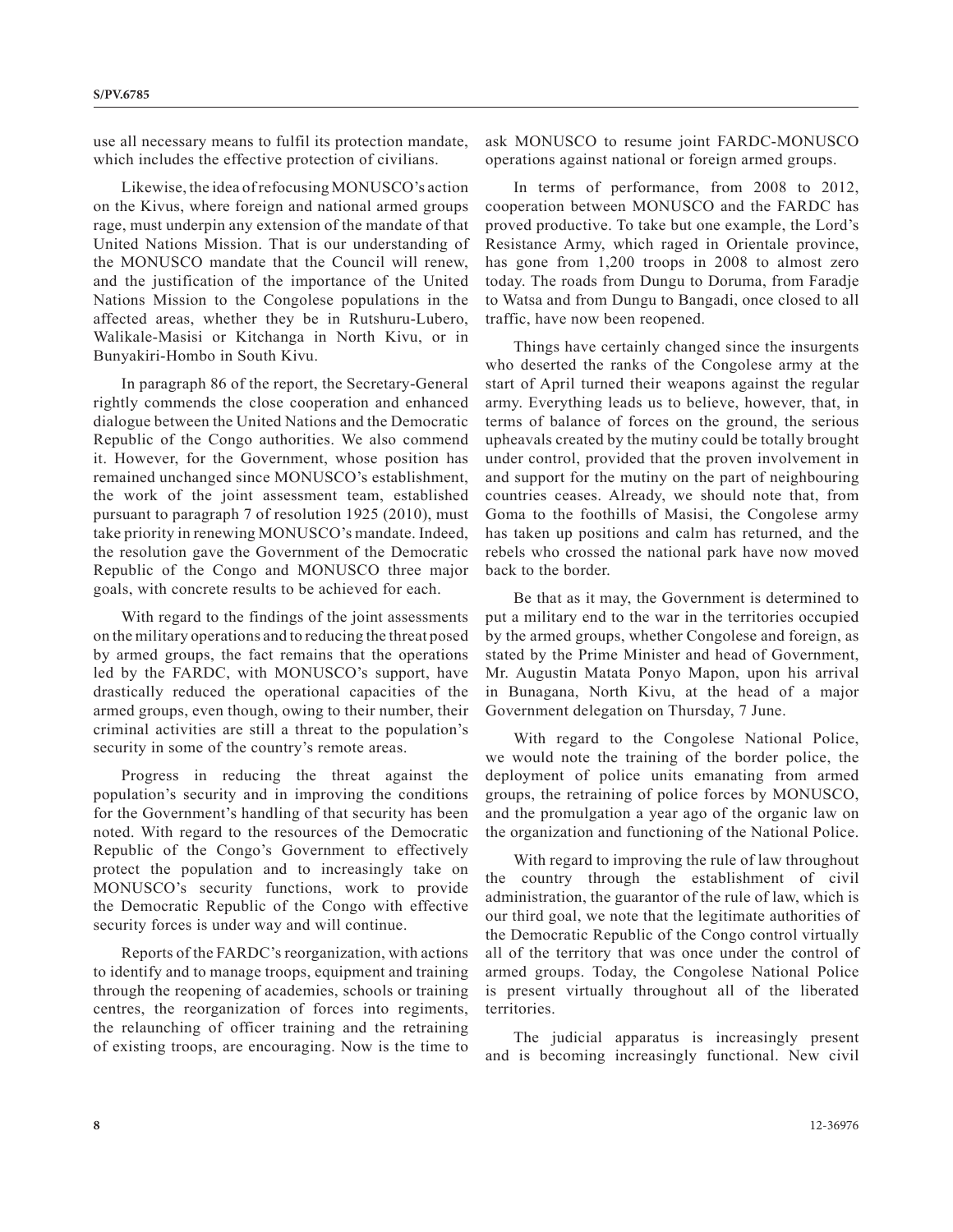use all necessary means to fulfil its protection mandate, which includes the effective protection of civilians.

Likewise, the idea of refocusing MONUSCO's action on the Kivus, where foreign and national armed groups rage, must underpin any extension of the mandate of that United Nations Mission. That is our understanding of the MONUSCO mandate that the Council will renew, and the justification of the importance of the United Nations Mission to the Congolese populations in the affected areas, whether they be in Rutshuru-Lubero, Walikale-Masisi or Kitchanga in North Kivu, or in Bunyakiri-Hombo in South Kivu.

In paragraph 86 of the report, the Secretary-General rightly commends the close cooperation and enhanced dialogue between the United Nations and the Democratic Republic of the Congo authorities. We also commend it. However, for the Government, whose position has remained unchanged since MONUSCO's establishment, the work of the joint assessment team, established pursuant to paragraph 7 of resolution 1925 (2010), must take priority in renewing MONUSCO's mandate. Indeed, the resolution gave the Government of the Democratic Republic of the Congo and MONUSCO three major goals, with concrete results to be achieved for each.

With regard to the findings of the joint assessments on the military operations and to reducing the threat posed by armed groups, the fact remains that the operations led by the FARDC, with MONUSCO's support, have drastically reduced the operational capacities of the armed groups, even though, owing to their number, their criminal activities are still a threat to the population's security in some of the country's remote areas.

Progress in reducing the threat against the population's security and in improving the conditions for the Government's handling of that security has been noted. With regard to the resources of the Democratic Republic of the Congo's Government to effectively protect the population and to increasingly take on MONUSCO's security functions, work to provide the Democratic Republic of the Congo with effective security forces is under way and will continue.

Reports of the FARDC's reorganization, with actions to identify and to manage troops, equipment and training through the reopening of academies, schools or training centres, the reorganization of forces into regiments, the relaunching of officer training and the retraining of existing troops, are encouraging. Now is the time to ask MONUSCO to resume joint FARDC-MONUSCO operations against national or foreign armed groups.

In terms of performance, from 2008 to 2012, cooperation between MONUSCO and the FARDC has proved productive. To take but one example, the Lord's Resistance Army, which raged in Orientale province, has gone from 1,200 troops in 2008 to almost zero today. The roads from Dungu to Doruma, from Faradje to Watsa and from Dungu to Bangadi, once closed to all traffic, have now been reopened.

Things have certainly changed since the insurgents who deserted the ranks of the Congolese army at the start of April turned their weapons against the regular army. Everything leads us to believe, however, that, in terms of balance of forces on the ground, the serious upheavals created by the mutiny could be totally brought under control, provided that the proven involvement in and support for the mutiny on the part of neighbouring countries ceases. Already, we should note that, from Goma to the foothills of Masisi, the Congolese army has taken up positions and calm has returned, and the rebels who crossed the national park have now moved back to the border.

Be that as it may, the Government is determined to put a military end to the war in the territories occupied by the armed groups, whether Congolese and foreign, as stated by the Prime Minister and head of Government, Mr. Augustin Matata Ponyo Mapon, upon his arrival in Bunagana, North Kivu, at the head of a major Government delegation on Thursday, 7 June.

With regard to the Congolese National Police, we would note the training of the border police, the deployment of police units emanating from armed groups, the retraining of police forces by MONUSCO, and the promulgation a year ago of the organic law on the organization and functioning of the National Police.

With regard to improving the rule of law throughout the country through the establishment of civil administration, the guarantor of the rule of law, which is our third goal, we note that the legitimate authorities of the Democratic Republic of the Congo control virtually all of the territory that was once under the control of armed groups. Today, the Congolese National Police is present virtually throughout all of the liberated territories.

The judicial apparatus is increasingly present and is becoming increasingly functional. New civil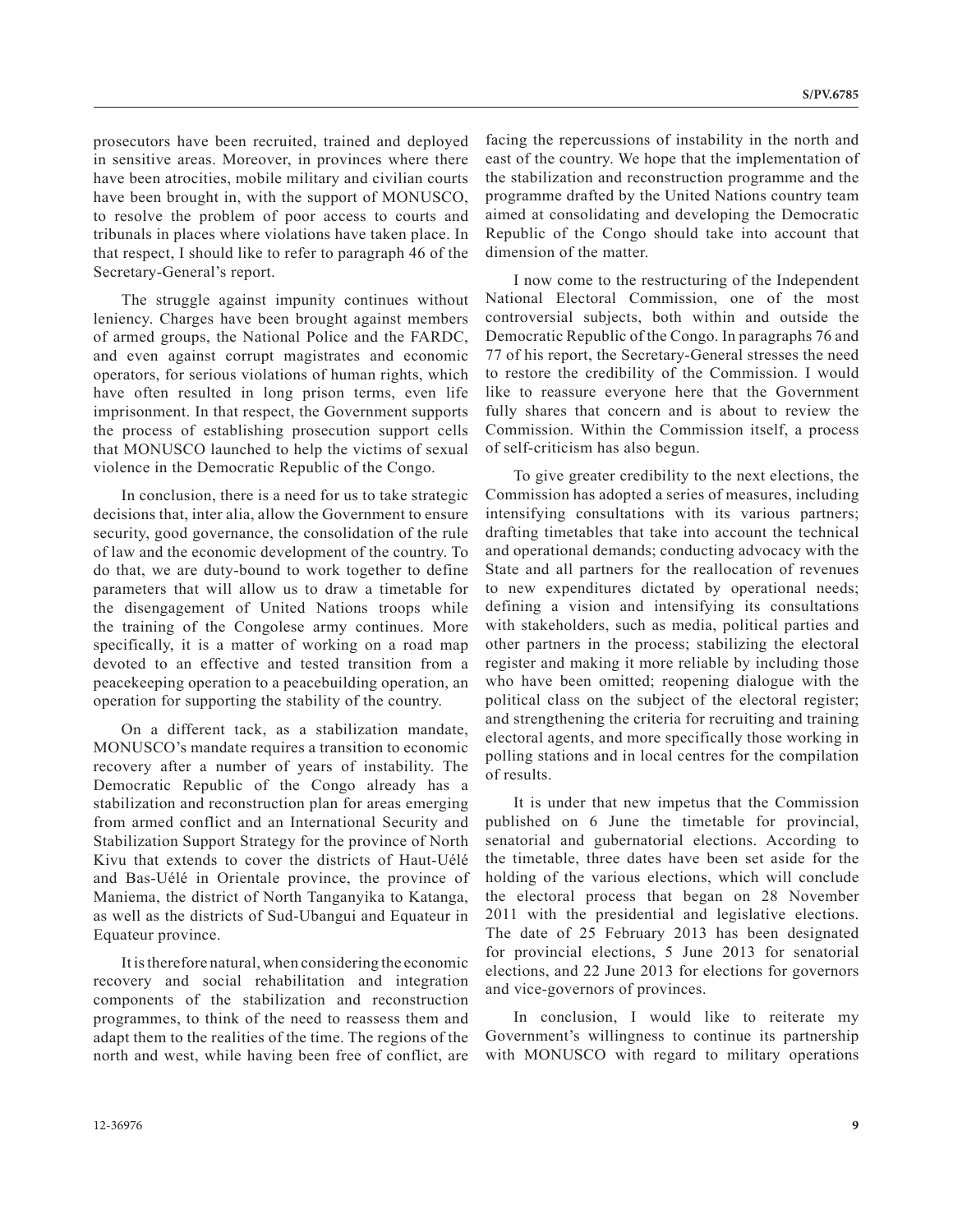prosecutors have been recruited, trained and deployed in sensitive areas. Moreover, in provinces where there have been atrocities, mobile military and civilian courts have been brought in, with the support of MONUSCO, to resolve the problem of poor access to courts and tribunals in places where violations have taken place. In that respect, I should like to refer to paragraph 46 of the Secretary-General's report.

The struggle against impunity continues without leniency. Charges have been brought against members of armed groups, the National Police and the FARDC, and even against corrupt magistrates and economic operators, for serious violations of human rights, which have often resulted in long prison terms, even life imprisonment. In that respect, the Government supports the process of establishing prosecution support cells that MONUSCO launched to help the victims of sexual violence in the Democratic Republic of the Congo.

In conclusion, there is a need for us to take strategic decisions that, inter alia, allow the Government to ensure security, good governance, the consolidation of the rule of law and the economic development of the country. To do that, we are duty-bound to work together to define parameters that will allow us to draw a timetable for the disengagement of United Nations troops while the training of the Congolese army continues. More specifically, it is a matter of working on a road map devoted to an effective and tested transition from a peacekeeping operation to a peacebuilding operation, an operation for supporting the stability of the country.

On a different tack, as a stabilization mandate, MONUSCO's mandate requires a transition to economic recovery after a number of years of instability. The Democratic Republic of the Congo already has a stabilization and reconstruction plan for areas emerging from armed conflict and an International Security and Stabilization Support Strategy for the province of North Kivu that extends to cover the districts of Haut-Uélé and Bas-Uélé in Orientale province, the province of Maniema, the district of North Tanganyika to Katanga, as well as the districts of Sud-Ubangui and Equateur in Equateur province.

It is therefore natural, when considering the economic recovery and social rehabilitation and integration components of the stabilization and reconstruction programmes, to think of the need to reassess them and adapt them to the realities of the time. The regions of the north and west, while having been free of conflict, are facing the repercussions of instability in the north and east of the country. We hope that the implementation of the stabilization and reconstruction programme and the programme drafted by the United Nations country team aimed at consolidating and developing the Democratic Republic of the Congo should take into account that dimension of the matter.

I now come to the restructuring of the Independent National Electoral Commission, one of the most controversial subjects, both within and outside the Democratic Republic of the Congo. In paragraphs 76 and 77 of his report, the Secretary-General stresses the need to restore the credibility of the Commission. I would like to reassure everyone here that the Government fully shares that concern and is about to review the Commission. Within the Commission itself, a process of self-criticism has also begun.

To give greater credibility to the next elections, the Commission has adopted a series of measures, including intensifying consultations with its various partners; drafting timetables that take into account the technical and operational demands; conducting advocacy with the State and all partners for the reallocation of revenues to new expenditures dictated by operational needs; defining a vision and intensifying its consultations with stakeholders, such as media, political parties and other partners in the process; stabilizing the electoral register and making it more reliable by including those who have been omitted; reopening dialogue with the political class on the subject of the electoral register; and strengthening the criteria for recruiting and training electoral agents, and more specifically those working in polling stations and in local centres for the compilation of results.

It is under that new impetus that the Commission published on 6 June the timetable for provincial, senatorial and gubernatorial elections. According to the timetable, three dates have been set aside for the holding of the various elections, which will conclude the electoral process that began on 28 November 2011 with the presidential and legislative elections. The date of 25 February 2013 has been designated for provincial elections, 5 June 2013 for senatorial elections, and 22 June 2013 for elections for governors and vice-governors of provinces.

In conclusion, I would like to reiterate my Government's willingness to continue its partnership with MONUSCO with regard to military operations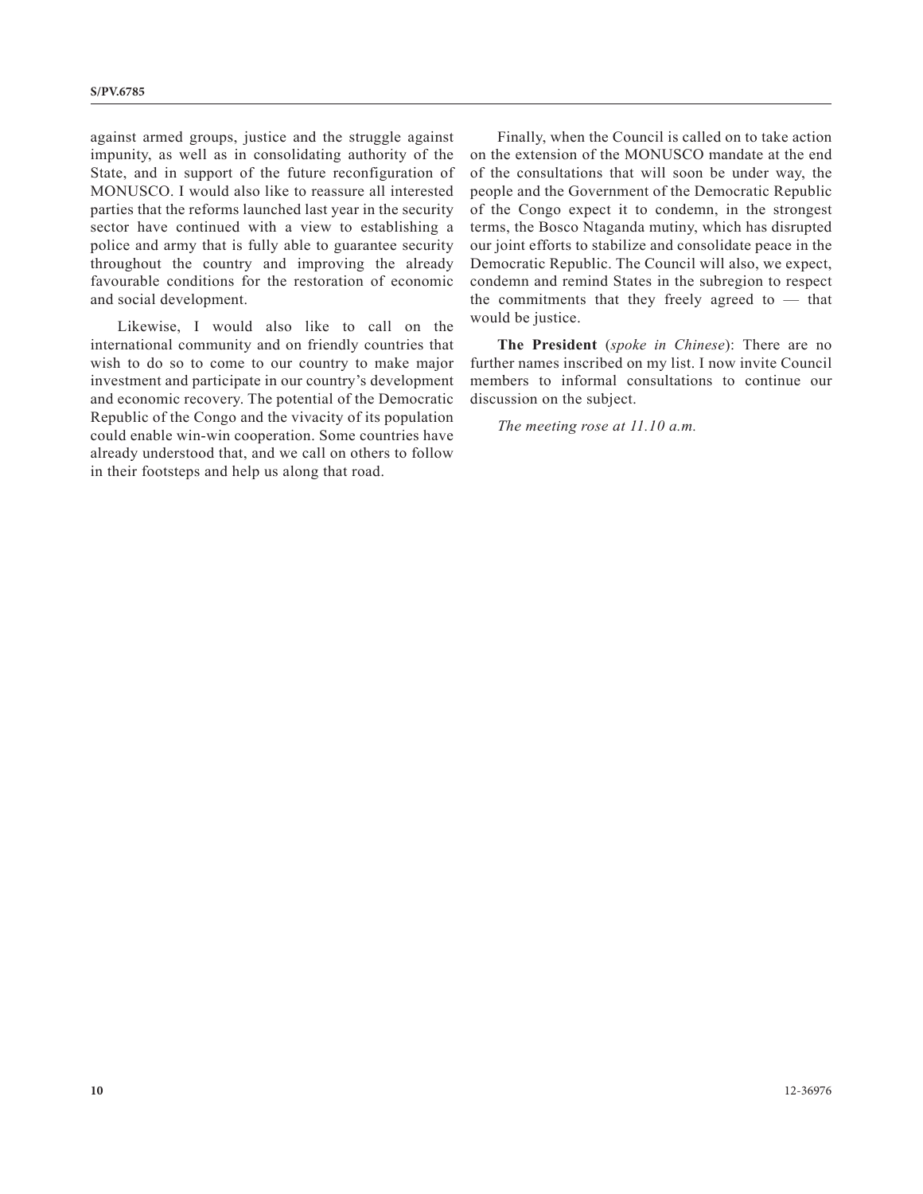against armed groups, justice and the struggle against impunity, as well as in consolidating authority of the State, and in support of the future reconfiguration of MONUSCO. I would also like to reassure all interested parties that the reforms launched last year in the security sector have continued with a view to establishing a police and army that is fully able to guarantee security throughout the country and improving the already favourable conditions for the restoration of economic and social development.

Likewise, I would also like to call on the international community and on friendly countries that wish to do so to come to our country to make major investment and participate in our country's development and economic recovery. The potential of the Democratic Republic of the Congo and the vivacity of its population could enable win-win cooperation. Some countries have already understood that, and we call on others to follow in their footsteps and help us along that road.

Finally, when the Council is called on to take action on the extension of the MONUSCO mandate at the end of the consultations that will soon be under way, the people and the Government of the Democratic Republic of the Congo expect it to condemn, in the strongest terms, the Bosco Ntaganda mutiny, which has disrupted our joint efforts to stabilize and consolidate peace in the Democratic Republic. The Council will also, we expect, condemn and remind States in the subregion to respect the commitments that they freely agreed to — that would be justice.

**The President** (*spoke in Chinese*): There are no further names inscribed on my list. I now invite Council members to informal consultations to continue our discussion on the subject.

*The meeting rose at 11.10 a.m.*